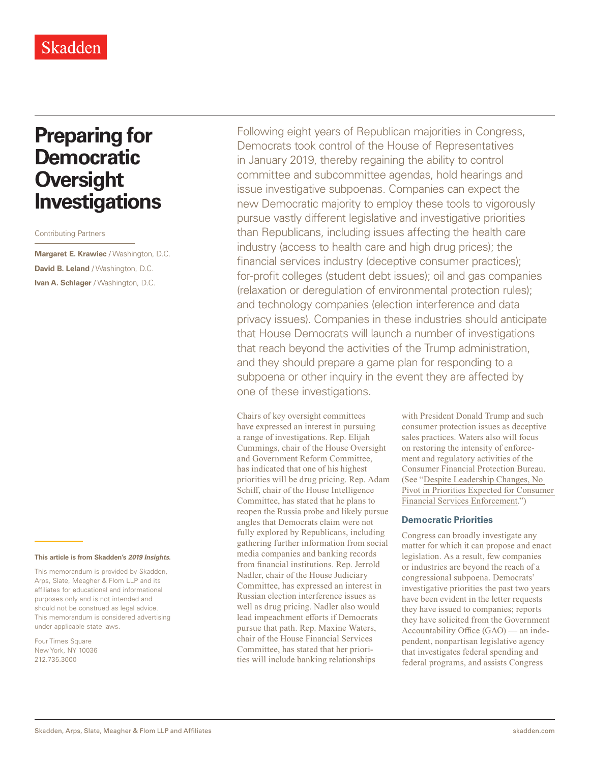Skadden

# Preparing for Democratic Oversight Investigations

Contributing Partners

**Margaret E. Krawiec** / Washington, D.C.
**David B. Leland** / Washington, D.C.
**Ivan A. Schlager** / Washington, D.C.

**This article is from Skadden's *2019 Insights*.**

This memorandum is provided by Skadden, Arps, Slate, Meagher & Flom LLP and its affiliates for educational and informational purposes only and is not intended and should not be construed as legal advice. This memorandum is considered advertising under applicable state laws.

Four Times Square
New York, NY 10036
212.735.3000

Following eight years of Republican majorities in Congress, Democrats took control of the House of Representatives in January 2019, thereby regaining the ability to control committee and subcommittee agendas, hold hearings and issue investigative subpoenas. Companies can expect the new Democratic majority to employ these tools to vigorously pursue vastly different legislative and investigative priorities than Republicans, including issues affecting the health care industry (access to health care and high drug prices); the financial services industry (deceptive consumer practices); for-profit colleges (student debt issues); oil and gas companies (relaxation or deregulation of environmental protection rules); and technology companies (election interference and data privacy issues). Companies in these industries should anticipate that House Democrats will launch a number of investigations that reach beyond the activities of the Trump administration, and they should prepare a game plan for responding to a subpoena or other inquiry in the event they are affected by one of these investigations.

Chairs of key oversight committees have expressed an interest in pursuing a range of investigations. Rep. Elijah Cummings, chair of the House Oversight and Government Reform Committee, has indicated that one of his highest priorities will be drug pricing. Rep. Adam Schiff, chair of the House Intelligence Committee, has stated that he plans to reopen the Russia probe and likely pursue angles that Democrats claim were not fully explored by Republicans, including gathering further information from social media companies and banking records from financial institutions. Rep. Jerrold Nadler, chair of the House Judiciary Committee, has expressed an interest in Russian election interference issues as well as drug pricing. Nadler also would lead impeachment efforts if Democrats pursue that path. Rep. Maxine Waters, chair of the House Financial Services Committee, has stated that her priorities will include banking relationships with President Donald Trump and such consumer protection issues as deceptive sales practices. Waters also will focus on restoring the intensity of enforcement and regulatory activities of the Consumer Financial Protection Bureau. (See "Despite Leadership Changes, No Pivot in Priorities Expected for Consumer Financial Services Enforcement.")

## Democratic Priorities

Congress can broadly investigate any matter for which it can propose and enact legislation. As a result, few companies or industries are beyond the reach of a congressional subpoena. Democrats' investigative priorities the past two years have been evident in the letter requests they have issued to companies; reports they have solicited from the Government Accountability Office (GAO) — an independent, nonpartisan legislative agency that investigates federal spending and federal programs, and assists Congress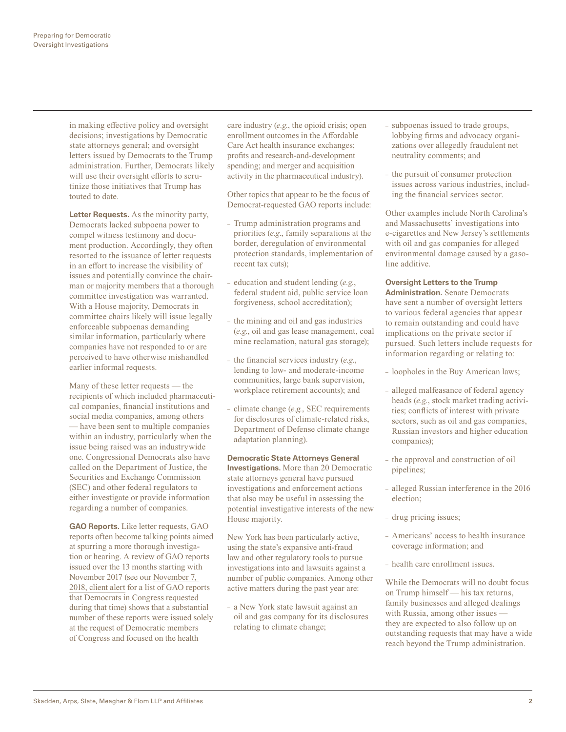in making effective policy and oversight decisions; investigations by Democratic state attorneys general; and oversight letters issued by Democrats to the Trump administration. Further, Democrats likely will use their oversight efforts to scrutinize those initiatives that Trump has touted to date.

**Letter Requests.** As the minority party, Democrats lacked subpoena power to compel witness testimony and document production. Accordingly, they often resorted to the issuance of letter requests in an effort to increase the visibility of issues and potentially convince the chairman or majority members that a thorough committee investigation was warranted. With a House majority, Democrats in committee chairs likely will issue legally enforceable subpoenas demanding similar information, particularly where companies have not responded to or are perceived to have otherwise mishandled earlier informal requests.

Many of these letter requests — the recipients of which included pharmaceutical companies, financial institutions and social media companies, among others — have been sent to multiple companies within an industry, particularly when the issue being raised was an industrywide one. Congressional Democrats also have called on the Department of Justice, the Securities and Exchange Commission (SEC) and other federal regulators to either investigate or provide information regarding a number of companies.

**GAO Reports.** Like letter requests, GAO reports often become talking points aimed at spurring a more thorough investigation or hearing. A review of GAO reports issued over the 13 months starting with November 2017 (see our November 7, 2018, client alert for a list of GAO reports that Democrats in Congress requested during that time) shows that a substantial number of these reports were issued solely at the request of Democratic members of Congress and focused on the health care industry (*e.g.*, the opioid crisis; open enrollment outcomes in the Affordable Care Act health insurance exchanges; profits and research-and-development spending; and merger and acquisition activity in the pharmaceutical industry).

Other topics that appear to be the focus of Democrat-requested GAO reports include:

- Trump administration programs and priorities (*e.g.*, family separations at the border, deregulation of environmental protection standards, implementation of recent tax cuts);
- education and student lending (*e.g.*, federal student aid, public service loan forgiveness, school accreditation);
- the mining and oil and gas industries (*e.g.*, oil and gas lease management, coal mine reclamation, natural gas storage);
- the financial services industry (*e.g.*, lending to low- and moderate-income communities, large bank supervision, workplace retirement accounts); and
- climate change (*e.g.*, SEC requirements for disclosures of climate-related risks, Department of Defense climate change adaptation planning).

**Democratic State Attorneys General Investigations.** More than 20 Democratic state attorneys general have pursued investigations and enforcement actions that also may be useful in assessing the potential investigative interests of the new House majority.

New York has been particularly active, using the state's expansive anti-fraud law and other regulatory tools to pursue investigations into and lawsuits against a number of public companies. Among other active matters during the past year are:

- a New York state lawsuit against an oil and gas company for its disclosures relating to climate change;
- subpoenas issued to trade groups, lobbying firms and advocacy organizations over allegedly fraudulent net neutrality comments; and
- the pursuit of consumer protection issues across various industries, including the financial services sector.

Other examples include North Carolina's and Massachusetts' investigations into e-cigarettes and New Jersey's settlements with oil and gas companies for alleged environmental damage caused by a gasoline additive.

**Oversight Letters to the Trump Administration.** Senate Democrats have sent a number of oversight letters to various federal agencies that appear to remain outstanding and could have implications on the private sector if pursued. Such letters include requests for information regarding or relating to:

- loopholes in the Buy American laws;
- alleged malfeasance of federal agency heads (*e.g.*, stock market trading activities; conflicts of interest with private sectors, such as oil and gas companies, Russian investors and higher education companies);
- the approval and construction of oil pipelines;
- alleged Russian interference in the 2016 election;
- drug pricing issues;
- Americans' access to health insurance coverage information; and
- health care enrollment issues.

While the Democrats will no doubt focus on Trump himself — his tax returns, family businesses and alleged dealings with Russia, among other issues — they are expected to also follow up on outstanding requests that may have a wide reach beyond the Trump administration.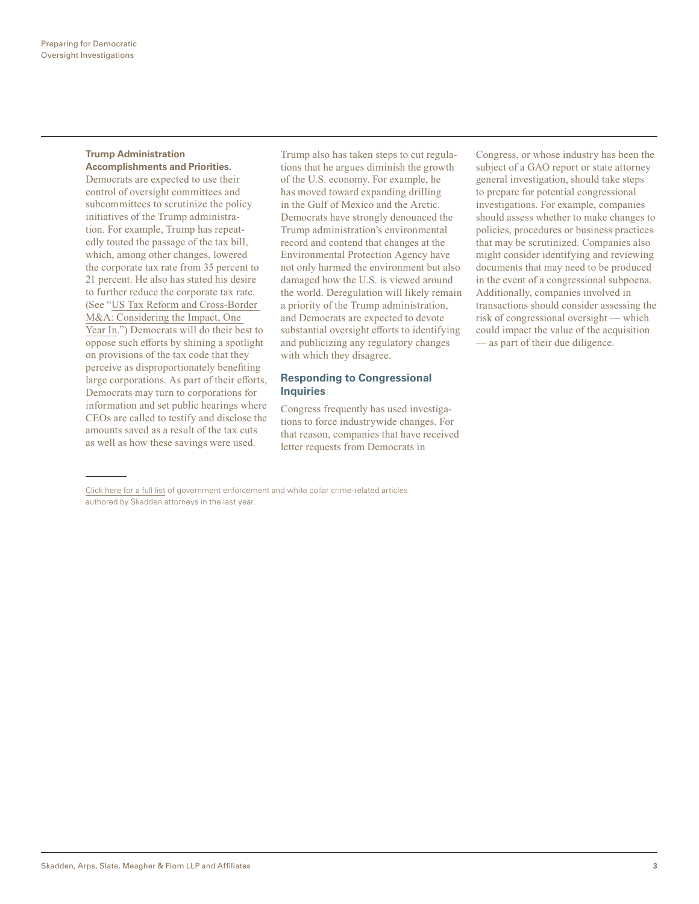**Trump Administration Accomplishments and Priorities.** Democrats are expected to use their control of oversight committees and subcommittees to scrutinize the policy initiatives of the Trump administration. For example, Trump has repeatedly touted the passage of the tax bill, which, among other changes, lowered the corporate tax rate from 35 percent to 21 percent. He also has stated his desire to further reduce the corporate tax rate. (See "US Tax Reform and Cross-Border M&A: Considering the Impact, One Year In.") Democrats will do their best to oppose such efforts by shining a spotlight on provisions of the tax code that they perceive as disproportionately benefiting large corporations. As part of their efforts, Democrats may turn to corporations for information and set public hearings where CEOs are called to testify and disclose the amounts saved as a result of the tax cuts as well as how these savings were used.

Trump also has taken steps to cut regulations that he argues diminish the growth of the U.S. economy. For example, he has moved toward expanding drilling in the Gulf of Mexico and the Arctic. Democrats have strongly denounced the Trump administration's environmental record and contend that changes at the Environmental Protection Agency have not only harmed the environment but also damaged how the U.S. is viewed around the world. Deregulation will likely remain a priority of the Trump administration, and Democrats are expected to devote substantial oversight efforts to identifying and publicizing any regulatory changes with which they disagree.

## Responding to Congressional Inquiries

Congress frequently has used investigations to force industrywide changes. For that reason, companies that have received letter requests from Democrats in Congress, or whose industry has been the subject of a GAO report or state attorney general investigation, should take steps to prepare for potential congressional investigations. For example, companies should assess whether to make changes to policies, procedures or business practices that may be scrutinized. Companies also might consider identifying and reviewing documents that may need to be produced in the event of a congressional subpoena. Additionally, companies involved in transactions should consider assessing the risk of congressional oversight — which could impact the value of the acquisition — as part of their due diligence.

---

Click here for a full list of government enforcement and white collar crime-related articles authored by Skadden attorneys in the last year.